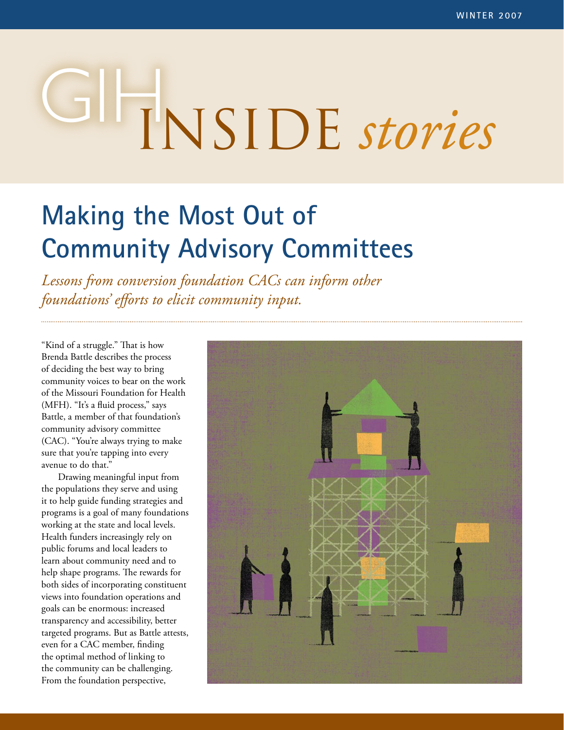# GIH INSIDE *stories*

WINTER 2007

## Making the Most Out of Community Advisory Committees

*Lessons from conversion foundation CACs can inform other foundations' efforts to elicit community input.*

"Kind of a struggle." That is how Brenda Battle describes the process of deciding the best way to bring community voices to bear on the work of the Missouri Foundation for Health (MFH). "It's a fluid process," says Battle, a member of that foundation's community advisory committee (CAC). "You're always trying to make sure that you're tapping into every avenue to do that."

Drawing meaningful input from the populations they serve and using it to help guide funding strategies and programs is a goal of many foundations working at the state and local levels. Health funders increasingly rely on public forums and local leaders to learn about community need and to help shape programs. The rewards for both sides of incorporating constituent views into foundation operations and goals can be enormous: increased transparency and accessibility, better targeted programs. But as Battle attests, even for a CAC member, finding the optimal method of linking to the community can be challenging. From the foundation perspective,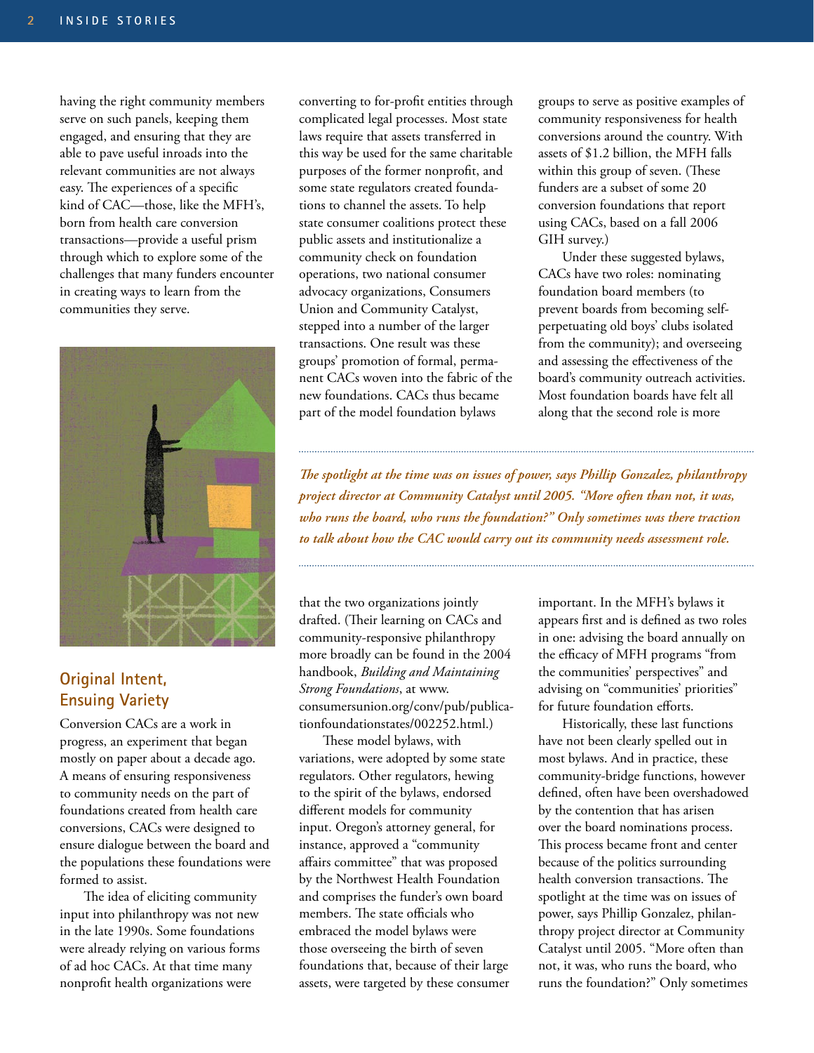having the right community members serve on such panels, keeping them engaged, and ensuring that they are able to pave useful inroads into the relevant communities are not always easy. The experiences of a specific kind of CAC—those, like the MFH's, born from health care conversion transactions—provide a useful prism through which to explore some of the challenges that many funders encounter in creating ways to learn from the communities they serve.

## Original Intent, Ensuing Variety

Conversion CACs are a work in progress, an experiment that began mostly on paper about a decade ago. A means of ensuring responsiveness to community needs on the part of foundations created from health care conversions, CACs were designed to ensure dialogue between the board and the populations these foundations were formed to assist.

The idea of eliciting community input into philanthropy was not new in the late 1990s. Some foundations were already relying on various forms of ad hoc CACs. At that time many nonprofit health organizations were converting to for-profit entities through complicated legal processes. Most state laws require that assets transferred in this way be used for the same charitable purposes of the former nonprofit, and some state regulators created foundations to channel the assets. To help state consumer coalitions protect these public assets and institutionalize a community check on foundation operations, two national consumer advocacy organizations, Consumers Union and Community Catalyst, stepped into a number of the larger transactions. One result was these groups' promotion of formal, permanent CACs woven into the fabric of the new foundations. CACs thus became part of the model foundation bylaws that the two organizations jointly drafted. (Their learning on CACs and community-responsive philanthropy more broadly can be found in the 2004 handbook, *Building and Maintaining Strong Foundations*, at www.consumersunion.org/conv/pub/publicationfoundationstates/002252.html.)

These model bylaws, with variations, were adopted by some state regulators. Other regulators, hewing to the spirit of the bylaws, endorsed different models for community input. Oregon's attorney general, for instance, approved a "community affairs committee" that was proposed by the Northwest Health Foundation and comprises the funder's own board members. The state officials who embraced the model bylaws were those overseeing the birth of seven foundations that, because of their large assets, were targeted by these consumer groups to serve as positive examples of community responsiveness for health conversions around the country. With assets of $1.2 billion, the MFH falls within this group of seven. (These funders are a subset of some 20 conversion foundations that report using CACs, based on a fall 2006 GIH survey.)

Under these suggested bylaws, CACs have two roles: nominating foundation board members (to prevent boards from becoming self-perpetuating old boys' clubs isolated from the community); and overseeing and assessing the effectiveness of the board's community outreach activities. Most foundation boards have felt all along that the second role is more important. In the MFH's bylaws it appears first and is defined as two roles in one: advising the board annually on the efficacy of MFH programs "from the communities' perspectives" and advising on "communities' priorities" for future foundation efforts.

*The spotlight at the time was on issues of power, says Phillip Gonzalez, philanthropy project director at Community Catalyst until 2005. "More often than not, it was, who runs the board, who runs the foundation?" Only sometimes was there traction to talk about how the CAC would carry out its community needs assessment role.*

Historically, these last functions have not been clearly spelled out in most bylaws. And in practice, these community-bridge functions, however defined, often have been overshadowed by the contention that has arisen over the board nominations process. This process became front and center because of the politics surrounding health conversion transactions. The spotlight at the time was on issues of power, says Phillip Gonzalez, philanthropy project director at Community Catalyst until 2005. "More often than not, it was, who runs the board, who runs the foundation?" Only sometimes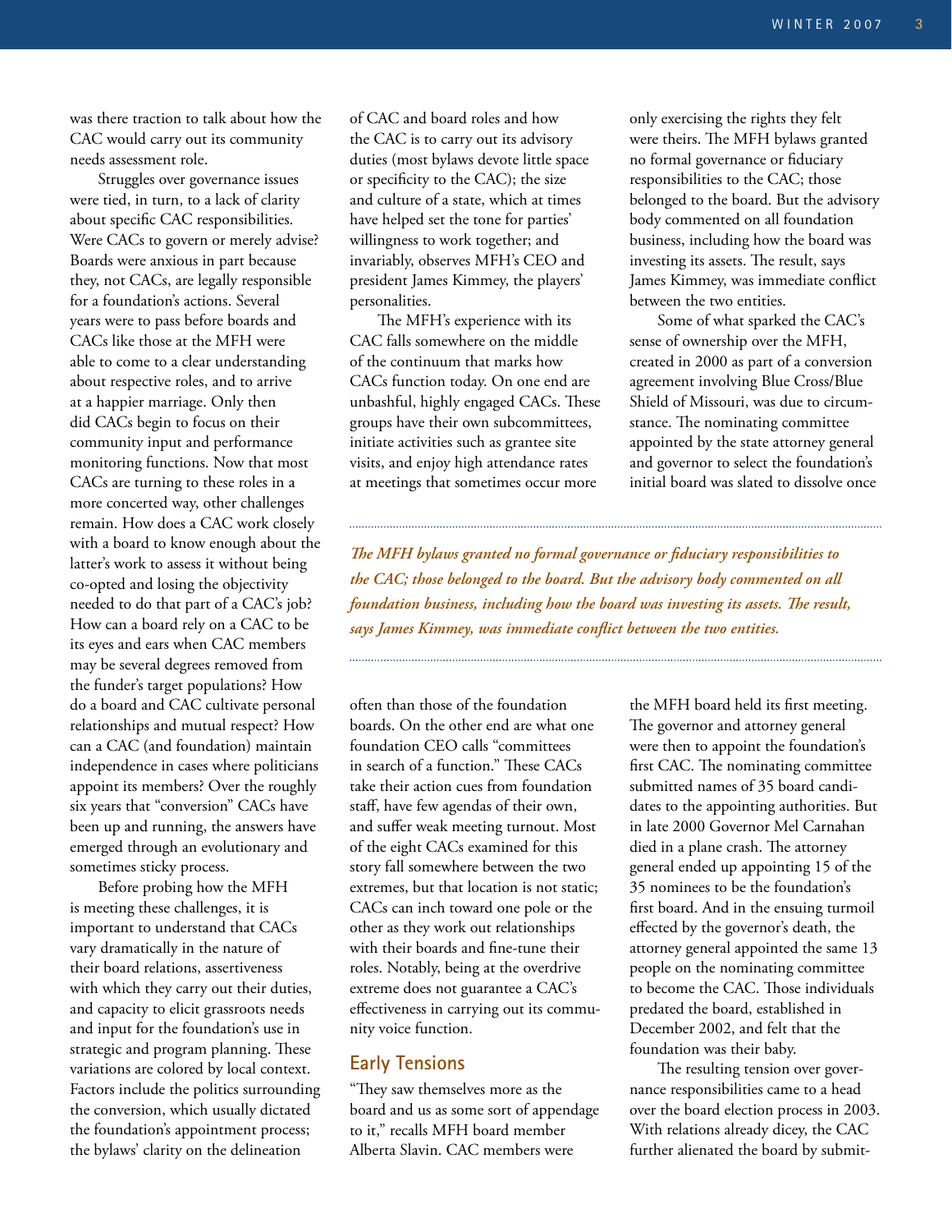was there traction to talk about how the CAC would carry out its community needs assessment role.

Struggles over governance issues were tied, in turn, to a lack of clarity about specific CAC responsibilities. Were CACs to govern or merely advise? Boards were anxious in part because they, not CACs, are legally responsible for a foundation's actions. Several years were to pass before boards and CACs like those at the MFH were able to come to a clear understanding about respective roles, and to arrive at a happier marriage. Only then did CACs begin to focus on their community input and performance monitoring functions. Now that most CACs are turning to these roles in a more concerted way, other challenges remain. How does a CAC work closely with a board to know enough about the latter's work to assess it without being co-opted and losing the objectivity needed to do that part of a CAC's job? How can a board rely on a CAC to be its eyes and ears when CAC members may be several degrees removed from the funder's target populations? How do a board and CAC cultivate personal relationships and mutual respect? How can a CAC (and foundation) maintain independence in cases where politicians appoint its members? Over the roughly six years that "conversion" CACs have been up and running, the answers have emerged through an evolutionary and sometimes sticky process.

Before probing how the MFH is meeting these challenges, it is important to understand that CACs vary dramatically in the nature of their board relations, assertiveness with which they carry out their duties, and capacity to elicit grassroots needs and input for the foundation's use in strategic and program planning. These variations are colored by local context. Factors include the politics surrounding the conversion, which usually dictated the foundation's appointment process; the bylaws' clarity on the delineation of CAC and board roles and how the CAC is to carry out its advisory duties (most bylaws devote little space or specificity to the CAC); the size and culture of a state, which at times have helped set the tone for parties' willingness to work together; and invariably, observes MFH's CEO and president James Kimmey, the players' personalities.

The MFH's experience with its CAC falls somewhere on the middle of the continuum that marks how CACs function today. On one end are unbashful, highly engaged CACs. These groups have their own subcommittees, initiate activities such as grantee site visits, and enjoy high attendance rates at meetings that sometimes occur more often than those of the foundation boards. On the other end are what one foundation CEO calls "committees in search of a function." These CACs take their action cues from foundation staff, have few agendas of their own, and suffer weak meeting turnout. Most of the eight CACs examined for this story fall somewhere between the two extremes, but that location is not static; CACs can inch toward one pole or the other as they work out relationships with their boards and fine-tune their roles. Notably, being at the overdrive extreme does not guarantee a CAC's effectiveness in carrying out its community voice function.

## Early Tensions

"They saw themselves more as the board and us as some sort of appendage to it," recalls MFH board member Alberta Slavin. CAC members were only exercising the rights they felt were theirs. The MFH bylaws granted no formal governance or fiduciary responsibilities to the CAC; those belonged to the board. But the advisory body commented on all foundation business, including how the board was investing its assets. The result, says James Kimmey, was immediate conflict between the two entities.

*The MFH bylaws granted no formal governance or fiduciary responsibilities to the CAC; those belonged to the board. But the advisory body commented on all foundation business, including how the board was investing its assets. The result, says James Kimmey, was immediate conflict between the two entities.*

Some of what sparked the CAC's sense of ownership over the MFH, created in 2000 as part of a conversion agreement involving Blue Cross/Blue Shield of Missouri, was due to circumstance. The nominating committee appointed by the state attorney general and governor to select the foundation's initial board was slated to dissolve once the MFH board held its first meeting. The governor and attorney general were then to appoint the foundation's first CAC. The nominating committee submitted names of 35 board candidates to the appointing authorities. But in late 2000 Governor Mel Carnahan died in a plane crash. The attorney general ended up appointing 15 of the 35 nominees to be the foundation's first board. And in the ensuing turmoil effected by the governor's death, the attorney general appointed the same 13 people on the nominating committee to become the CAC. Those individuals predated the board, established in December 2002, and felt that the foundation was their baby.

The resulting tension over governance responsibilities came to a head over the board election process in 2003. With relations already dicey, the CAC further alienated the board by submit-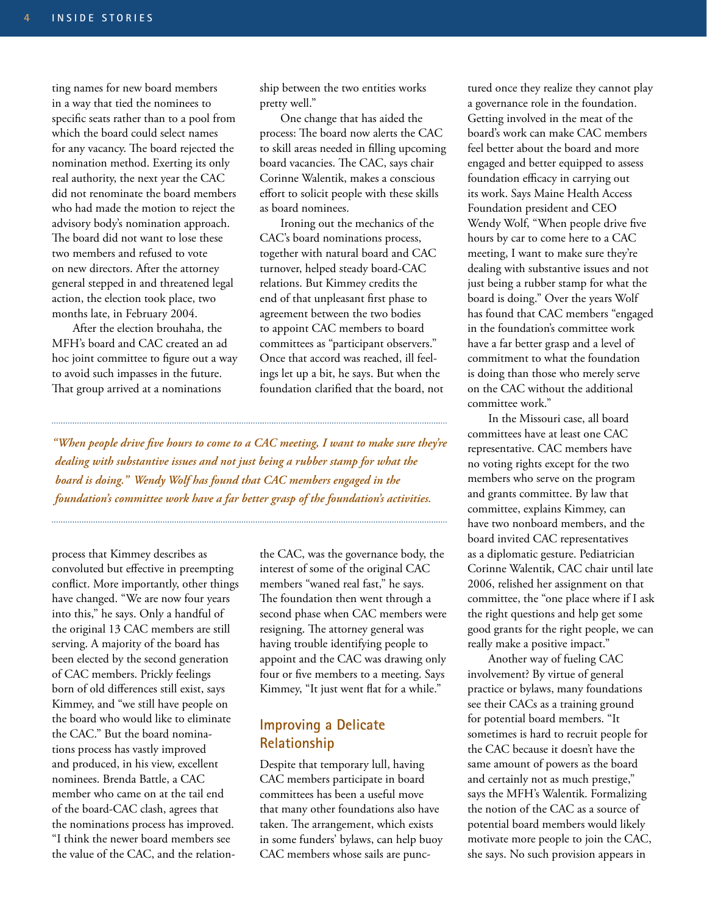ting names for new board members in a way that tied the nominees to specific seats rather than to a pool from which the board could select names for any vacancy. The board rejected the nomination method. Exerting its only real authority, the next year the CAC did not renominate the board members who had made the motion to reject the advisory body's nomination approach. The board did not want to lose these two members and refused to vote on new directors. After the attorney general stepped in and threatened legal action, the election took place, two months late, in February 2004.

After the election brouhaha, the MFH's board and CAC created an ad hoc joint committee to figure out a way to avoid such impasses in the future. That group arrived at a nominations process that Kimmey describes as convoluted but effective in preempting conflict. More importantly, other things have changed. "We are now four years into this," he says. Only a handful of the original 13 CAC members are still serving. A majority of the board has been elected by the second generation of CAC members. Prickly feelings born of old differences still exist, says Kimmey, and "we still have people on the board who would like to eliminate the CAC." But the board nominations process has vastly improved and produced, in his view, excellent nominees. Brenda Battle, a CAC member who came on at the tail end of the board-CAC clash, agrees that the nominations process has improved. "I think the newer board members see the value of the CAC, and the relationship between the two entities works pretty well."

One change that has aided the process: The board now alerts the CAC to skill areas needed in filling upcoming board vacancies. The CAC, says chair Corinne Walentik, makes a conscious effort to solicit people with these skills as board nominees.

Ironing out the mechanics of the CAC's board nominations process, together with natural board and CAC turnover, helped steady board-CAC relations. But Kimmey credits the end of that unpleasant first phase to agreement between the two bodies to appoint CAC members to board committees as "participant observers." Once that accord was reached, ill feelings let up a bit, he says. But when the foundation clarified that the board, not the CAC, was the governance body, the interest of some of the original CAC members "waned real fast," he says. The foundation then went through a second phase when CAC members were resigning. The attorney general was having trouble identifying people to appoint and the CAC was drawing only four or five members to a meeting. Says Kimmey, "It just went flat for a while."

*"When people drive five hours to come to a CAC meeting, I want to make sure they're dealing with substantive issues and not just being a rubber stamp for what the board is doing." Wendy Wolf has found that CAC members engaged in the foundation's committee work have a far better grasp of the foundation's activities.*

## Improving a Delicate Relationship

Despite that temporary lull, having CAC members participate in board committees has been a useful move that many other foundations also have taken. The arrangement, which exists in some funders' bylaws, can help buoy CAC members whose sails are punctured once they realize they cannot play a governance role in the foundation. Getting involved in the meat of the board's work can make CAC members feel better about the board and more engaged and better equipped to assess foundation efficacy in carrying out its work. Says Maine Health Access Foundation president and CEO Wendy Wolf, "When people drive five hours by car to come here to a CAC meeting, I want to make sure they're dealing with substantive issues and not just being a rubber stamp for what the board is doing." Over the years Wolf has found that CAC members "engaged in the foundation's committee work have a far better grasp and a level of commitment to what the foundation is doing than those who merely serve on the CAC without the additional committee work."

In the Missouri case, all board committees have at least one CAC representative. CAC members have no voting rights except for the two members who serve on the program and grants committee. By law that committee, explains Kimmey, can have two nonboard members, and the board invited CAC representatives as a diplomatic gesture. Pediatrician Corinne Walentik, CAC chair until late 2006, relished her assignment on that committee, the "one place where if I ask the right questions and help get some good grants for the right people, we can really make a positive impact."

Another way of fueling CAC involvement? By virtue of general practice or bylaws, many foundations see their CACs as a training ground for potential board members. "It sometimes is hard to recruit people for the CAC because it doesn't have the same amount of powers as the board and certainly not as much prestige," says the MFH's Walentik. Formalizing the notion of the CAC as a source of potential board members would likely motivate more people to join the CAC, she says. No such provision appears in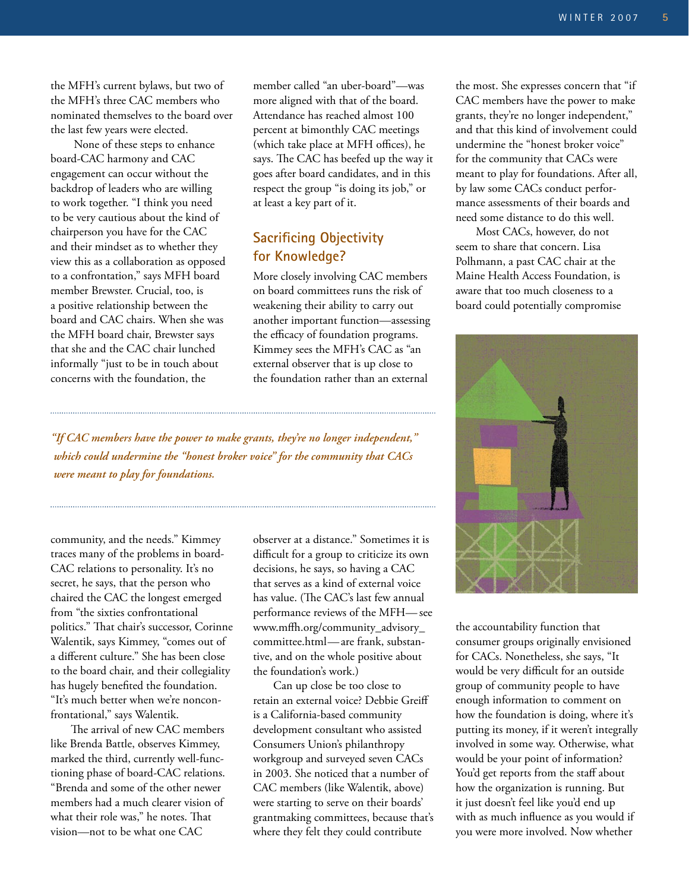the MFH's current bylaws, but two of the MFH's three CAC members who nominated themselves to the board over the last few years were elected.

None of these steps to enhance board-CAC harmony and CAC engagement can occur without the backdrop of leaders who are willing to work together. "I think you need to be very cautious about the kind of chairperson you have for the CAC and their mindset as to whether they view this as a collaboration as opposed to a confrontation," says MFH board member Brewster. Crucial, too, is a positive relationship between the board and CAC chairs. When she was the MFH board chair, Brewster says that she and the CAC chair lunched informally "just to be in touch about concerns with the foundation, the community, and the needs." Kimmey traces many of the problems in board-CAC relations to personality. It's no secret, he says, that the person who chaired the CAC the longest emerged from "the sixties confrontational politics." That chair's successor, Corinne Walentik, says Kimmey, "comes out of a different culture." She has been close to the board chair, and their collegiality has hugely benefited the foundation. "It's much better when we're nonconfrontational," says Walentik.

The arrival of new CAC members like Brenda Battle, observes Kimmey, marked the third, currently well-functioning phase of board-CAC relations. "Brenda and some of the other newer members had a much clearer vision of what their role was," he notes. That vision—not to be what one CAC member called "an uber-board"—was more aligned with that of the board. Attendance has reached almost 100 percent at bimonthly CAC meetings (which take place at MFH offices), he says. The CAC has beefed up the way it goes after board candidates, and in this respect the group "is doing its job," or at least a key part of it.

## Sacrificing Objectivity for Knowledge?

More closely involving CAC members on board committees runs the risk of weakening their ability to carry out another important function—assessing the efficacy of foundation programs. Kimmey sees the MFH's CAC as "an external observer that is up close to the foundation rather than an external observer at a distance." Sometimes it is difficult for a group to criticize its own decisions, he says, so having a CAC that serves as a kind of external voice has value. (The CAC's last few annual performance reviews of the MFH—see www.mffh.org/community_advisory_committee.html—are frank, substantive, and on the whole positive about the foundation's work.)

*"If CAC members have the power to make grants, they're no longer independent," which could undermine the "honest broker voice" for the community that CACs were meant to play for foundations.*

Can up close be too close to retain an external voice? Debbie Greiff is a California-based community development consultant who assisted Consumers Union's philanthropy workgroup and surveyed seven CACs in 2003. She noticed that a number of CAC members (like Walentik, above) were starting to serve on their boards' grantmaking committees, because that's where they felt they could contribute the most. She expresses concern that "if CAC members have the power to make grants, they're no longer independent," and that this kind of involvement could undermine the "honest broker voice" for the community that CACs were meant to play for foundations. After all, by law some CACs conduct performance assessments of their boards and need some distance to do this well.

Most CACs, however, do not seem to share that concern. Lisa Polhmann, a past CAC chair at the Maine Health Access Foundation, is aware that too much closeness to a board could potentially compromise the accountability function that consumer groups originally envisioned for CACs. Nonetheless, she says, "It would be very difficult for an outside group of community people to have enough information to comment on how the foundation is doing, where it's putting its money, if it weren't integrally involved in some way. Otherwise, what would be your point of information? You'd get reports from the staff about how the organization is running. But it just doesn't feel like you'd end up with as much influence as you would if you were more involved. Now whether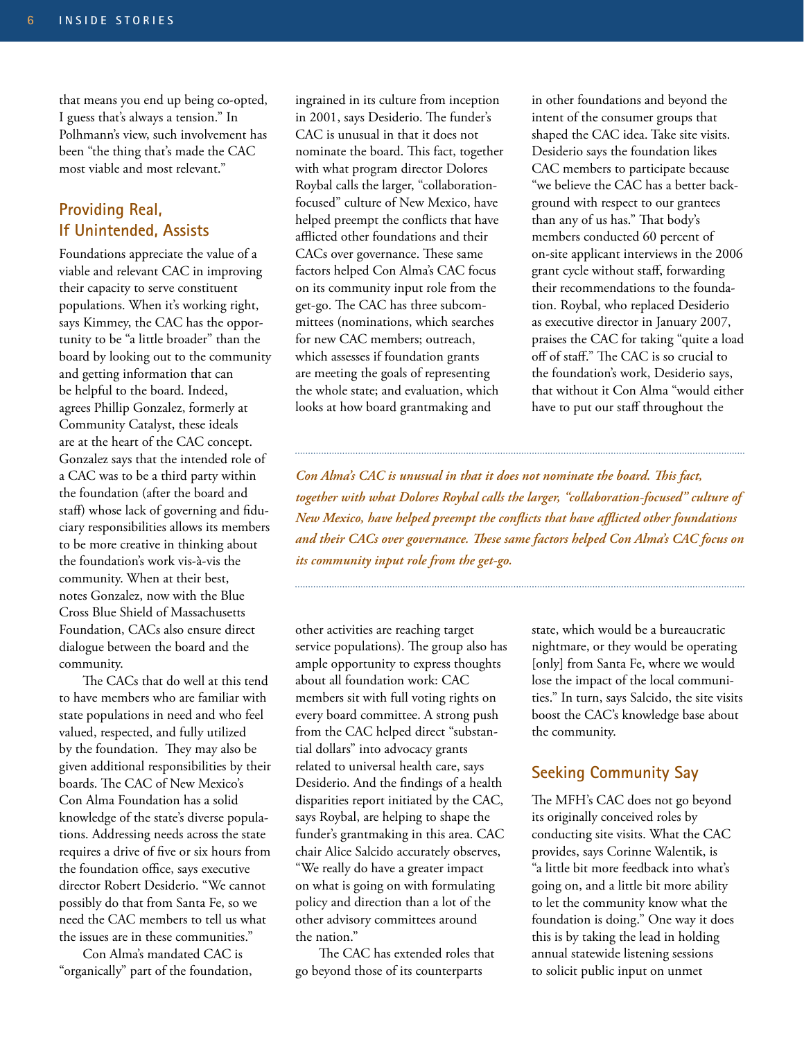that means you end up being co-opted, I guess that's always a tension." In Polhmann's view, such involvement has been "the thing that's made the CAC most viable and most relevant."

## Providing Real, If Unintended, Assists

Foundations appreciate the value of a viable and relevant CAC in improving their capacity to serve constituent populations. When it's working right, says Kimmey, the CAC has the opportunity to be "a little broader" than the board by looking out to the community and getting information that can be helpful to the board. Indeed, agrees Phillip Gonzalez, formerly at Community Catalyst, these ideals are at the heart of the CAC concept. Gonzalez says that the intended role of a CAC was to be a third party within the foundation (after the board and staff) whose lack of governing and fiduciary responsibilities allows its members to be more creative in thinking about the foundation's work vis-à-vis the community. When at their best, notes Gonzalez, now with the Blue Cross Blue Shield of Massachusetts Foundation, CACs also ensure direct dialogue between the board and the community.

The CACs that do well at this tend to have members who are familiar with state populations in need and who feel valued, respected, and fully utilized by the foundation. They may also be given additional responsibilities by their boards. The CAC of New Mexico's Con Alma Foundation has a solid knowledge of the state's diverse populations. Addressing needs across the state requires a drive of five or six hours from the foundation office, says executive director Robert Desiderio. "We cannot possibly do that from Santa Fe, so we need the CAC members to tell us what the issues are in these communities."

Con Alma's mandated CAC is "organically" part of the foundation, ingrained in its culture from inception in 2001, says Desiderio. The funder's CAC is unusual in that it does not nominate the board. This fact, together with what program director Dolores Roybal calls the larger, "collaboration-focused" culture of New Mexico, have helped preempt the conflicts that have afflicted other foundations and their CACs over governance. These same factors helped Con Alma's CAC focus on its community input role from the get-go. The CAC has three subcommittees (nominations, which searches for new CAC members; outreach, which assesses if foundation grants are meeting the goals of representing the whole state; and evaluation, which looks at how board grantmaking and other activities are reaching target service populations). The group also has ample opportunity to express thoughts about all foundation work: CAC members sit with full voting rights on every board committee. A strong push from the CAC helped direct "substantial dollars" into advocacy grants related to universal health care, says Desiderio. And the findings of a health disparities report initiated by the CAC, says Roybal, are helping to shape the funder's grantmaking in this area. CAC chair Alice Salcido accurately observes, "We really do have a greater impact on what is going on with formulating policy and direction than a lot of the other advisory committees around the nation."

The CAC has extended roles that go beyond those of its counterparts in other foundations and beyond the intent of the consumer groups that shaped the CAC idea. Take site visits. Desiderio says the foundation likes CAC members to participate because "we believe the CAC has a better background with respect to our grantees than any of us has." That body's members conducted 60 percent of on-site applicant interviews in the 2006 grant cycle without staff, forwarding their recommendations to the foundation. Roybal, who replaced Desiderio as executive director in January 2007, praises the CAC for taking "quite a load off of staff." The CAC is so crucial to the foundation's work, Desiderio says, that without it Con Alma "would either have to put our staff throughout the state, which would be a bureaucratic nightmare, or they would be operating [only] from Santa Fe, where we would lose the impact of the local communities." In turn, says Salcido, the site visits boost the CAC's knowledge base about the community.

*Con Alma's CAC is unusual in that it does not nominate the board. This fact, together with what Dolores Roybal calls the larger, "collaboration-focused" culture of New Mexico, have helped preempt the conflicts that have afflicted other foundations and their CACs over governance. These same factors helped Con Alma's CAC focus on its community input role from the get-go.*

## Seeking Community Say

The MFH's CAC does not go beyond its originally conceived roles by conducting site visits. What the CAC provides, says Corinne Walentik, is "a little bit more feedback into what's going on, and a little bit more ability to let the community know what the foundation is doing." One way it does this is by taking the lead in holding annual statewide listening sessions to solicit public input on unmet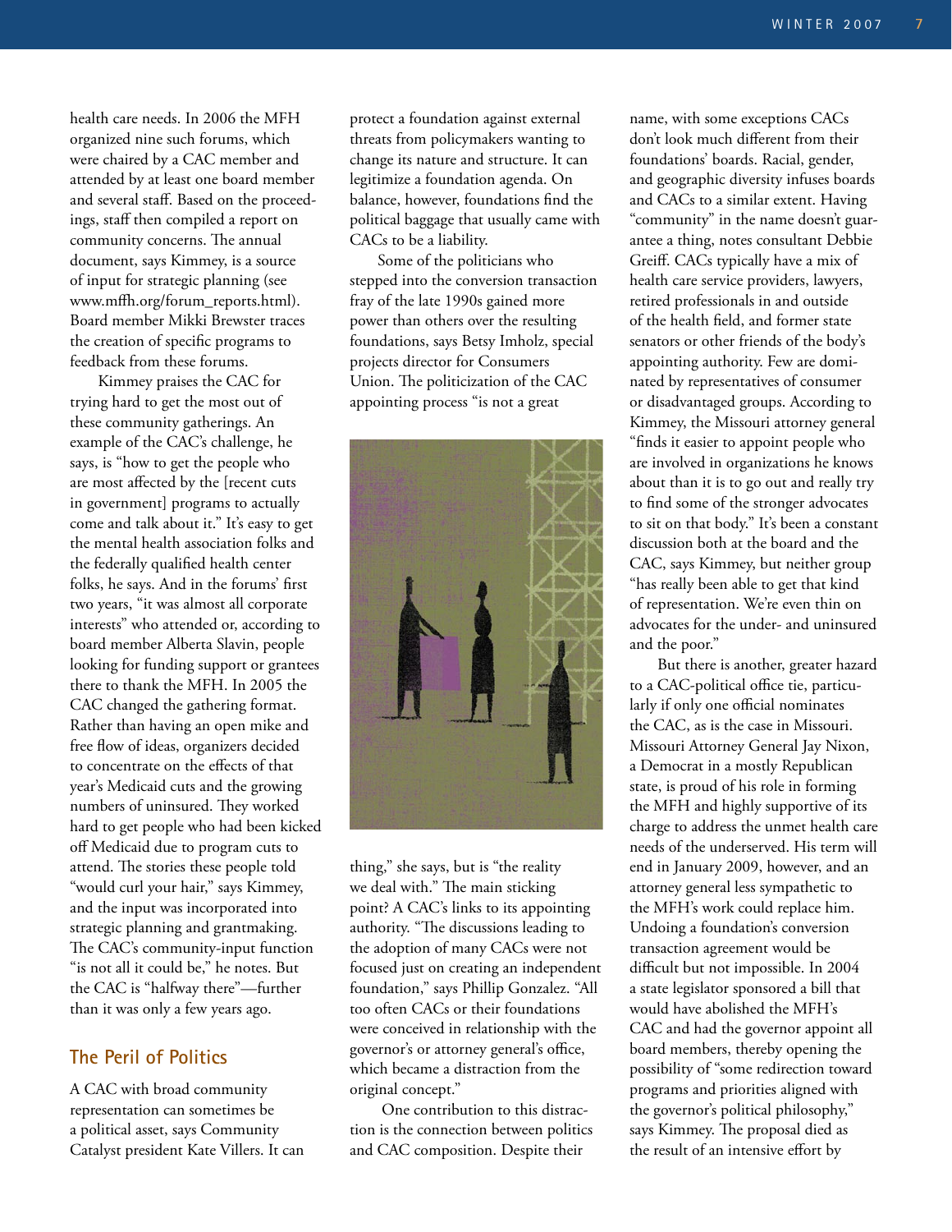health care needs. In 2006 the MFH organized nine such forums, which were chaired by a CAC member and attended by at least one board member and several staff. Based on the proceedings, staff then compiled a report on community concerns. The annual document, says Kimmey, is a source of input for strategic planning (see www.mffh.org/forum_reports.html). Board member Mikki Brewster traces the creation of specific programs to feedback from these forums.

Kimmey praises the CAC for trying hard to get the most out of these community gatherings. An example of the CAC's challenge, he says, is "how to get the people who are most affected by the [recent cuts in government] programs to actually come and talk about it." It's easy to get the mental health association folks and the federally qualified health center folks, he says. And in the forums' first two years, "it was almost all corporate interests" who attended or, according to board member Alberta Slavin, people looking for funding support or grantees there to thank the MFH. In 2005 the CAC changed the gathering format. Rather than having an open mike and free flow of ideas, organizers decided to concentrate on the effects of that year's Medicaid cuts and the growing numbers of uninsured. They worked hard to get people who had been kicked off Medicaid due to program cuts to attend. The stories these people told "would curl your hair," says Kimmey, and the input was incorporated into strategic planning and grantmaking. The CAC's community-input function "is not all it could be," he notes. But the CAC is "halfway there"—further than it was only a few years ago.

## The Peril of Politics

A CAC with broad community representation can sometimes be a political asset, says Community Catalyst president Kate Villers. It can protect a foundation against external threats from policymakers wanting to change its nature and structure. It can legitimize a foundation agenda. On balance, however, foundations find the political baggage that usually came with CACs to be a liability.

Some of the politicians who stepped into the conversion transaction fray of the late 1990s gained more power than others over the resulting foundations, says Betsy Imholz, special projects director for Consumers Union. The politicization of the CAC appointing process "is not a great thing," she says, but is "the reality we deal with." The main sticking point? A CAC's links to its appointing authority. "The discussions leading to the adoption of many CACs were not focused just on creating an independent foundation," says Phillip Gonzalez. "All too often CACs or their foundations were conceived in relationship with the governor's or attorney general's office, which became a distraction from the original concept."

One contribution to this distraction is the connection between politics and CAC composition. Despite their name, with some exceptions CACs don't look much different from their foundations' boards. Racial, gender, and geographic diversity infuses boards and CACs to a similar extent. Having "community" in the name doesn't guarantee a thing, notes consultant Debbie Greiff. CACs typically have a mix of health care service providers, lawyers, retired professionals in and outside of the health field, and former state senators or other friends of the body's appointing authority. Few are dominated by representatives of consumer or disadvantaged groups. According to Kimmey, the Missouri attorney general "finds it easier to appoint people who are involved in organizations he knows about than it is to go out and really try to find some of the stronger advocates to sit on that body." It's been a constant discussion both at the board and the CAC, says Kimmey, but neither group "has really been able to get that kind of representation. We're even thin on advocates for the under- and uninsured and the poor."

But there is another, greater hazard to a CAC-political office tie, particularly if only one official nominates the CAC, as is the case in Missouri. Missouri Attorney General Jay Nixon, a Democrat in a mostly Republican state, is proud of his role in forming the MFH and highly supportive of its charge to address the unmet health care needs of the underserved. His term will end in January 2009, however, and an attorney general less sympathetic to the MFH's work could replace him. Undoing a foundation's conversion transaction agreement would be difficult but not impossible. In 2004 a state legislator sponsored a bill that would have abolished the MFH's CAC and had the governor appoint all board members, thereby opening the possibility of "some redirection toward programs and priorities aligned with the governor's political philosophy," says Kimmey. The proposal died as the result of an intensive effort by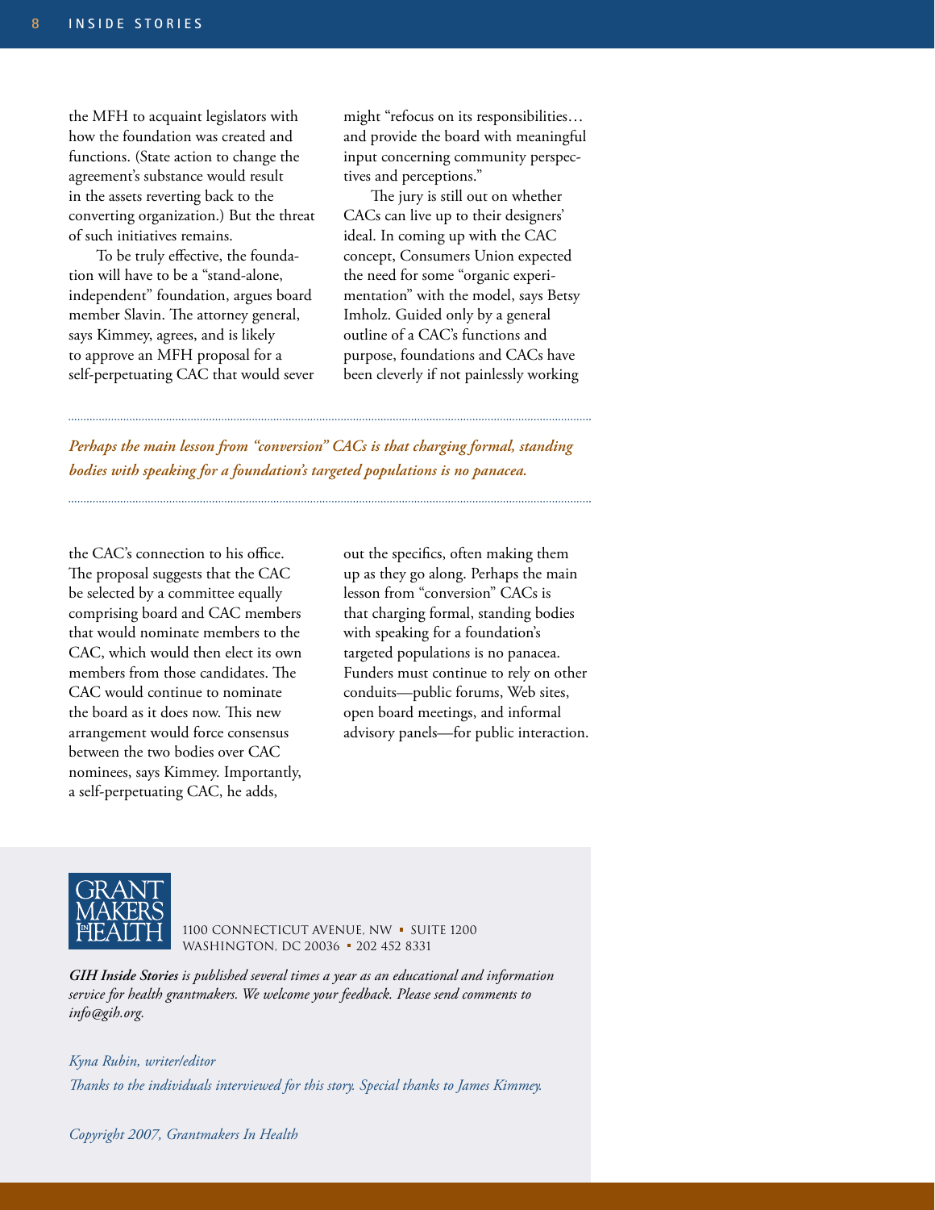the MFH to acquaint legislators with how the foundation was created and functions. (State action to change the agreement's substance would result in the assets reverting back to the converting organization.) But the threat of such initiatives remains.

To be truly effective, the foundation will have to be a "stand-alone, independent" foundation, argues board member Slavin. The attorney general, says Kimmey, agrees, and is likely to approve an MFH proposal for a self-perpetuating CAC that would sever the CAC's connection to his office. The proposal suggests that the CAC be selected by a committee equally comprising board and CAC members that would nominate members to the CAC, which would then elect its own members from those candidates. The CAC would continue to nominate the board as it does now. This new arrangement would force consensus between the two bodies over CAC nominees, says Kimmey. Importantly, a self-perpetuating CAC, he adds, might "refocus on its responsibilities… and provide the board with meaningful input concerning community perspectives and perceptions."

The jury is still out on whether CACs can live up to their designers' ideal. In coming up with the CAC concept, Consumers Union expected the need for some "organic experimentation" with the model, says Betsy Imholz. Guided only by a general outline of a CAC's functions and purpose, foundations and CACs have been cleverly if not painlessly working out the specifics, often making them up as they go along. Perhaps the main lesson from "conversion" CACs is that charging formal, standing bodies with speaking for a foundation's targeted populations is no panacea. Funders must continue to rely on other conduits—public forums, Web sites, open board meetings, and informal advisory panels—for public interaction.

*Perhaps the main lesson from "conversion" CACs is that charging formal, standing bodies with speaking for a foundation's targeted populations is no panacea.*

---

GRANT MAKERS IN HEALTH

1100 CONNECTICUT AVENUE, NW ▪ SUITE 1200
WASHINGTON, DC 20036 ▪ 202 452 8331

***GIH Inside Stories*** *is published several times a year as an educational and information service for health grantmakers. We welcome your feedback. Please send comments to info@gih.org.*

*Kyna Rubin, writer/editor*

*Thanks to the individuals interviewed for this story. Special thanks to James Kimmey.*

*Copyright 2007, Grantmakers In Health*